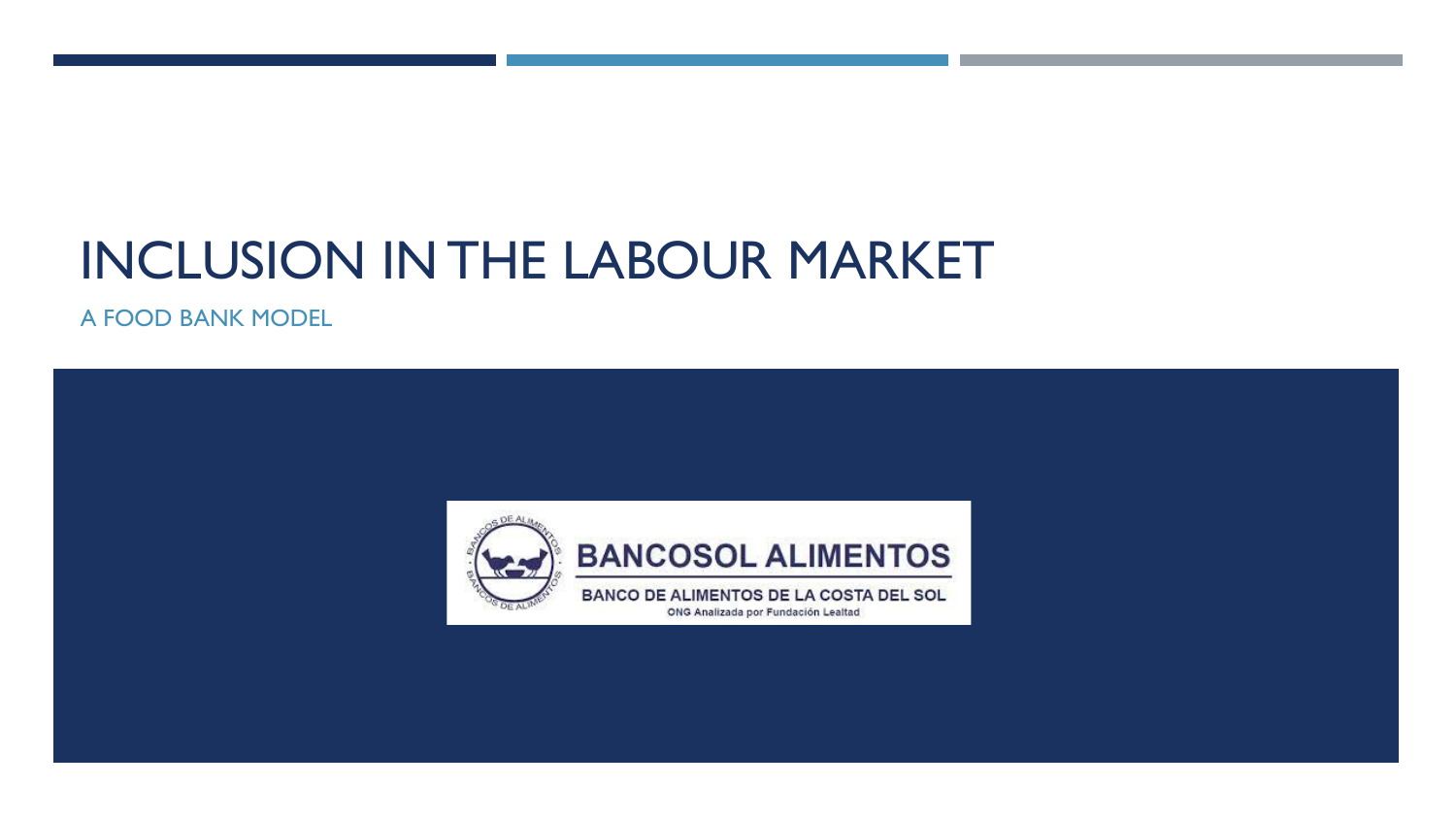# INCLUSION IN THE LABOUR MARKET

## A FOOD BANK MODEL

BANCOSOL ALIMENTOS

BANCO DE ALIMENTOS DE LA COSTA DEL SOL

ONG Analizada por Fundación Lealtad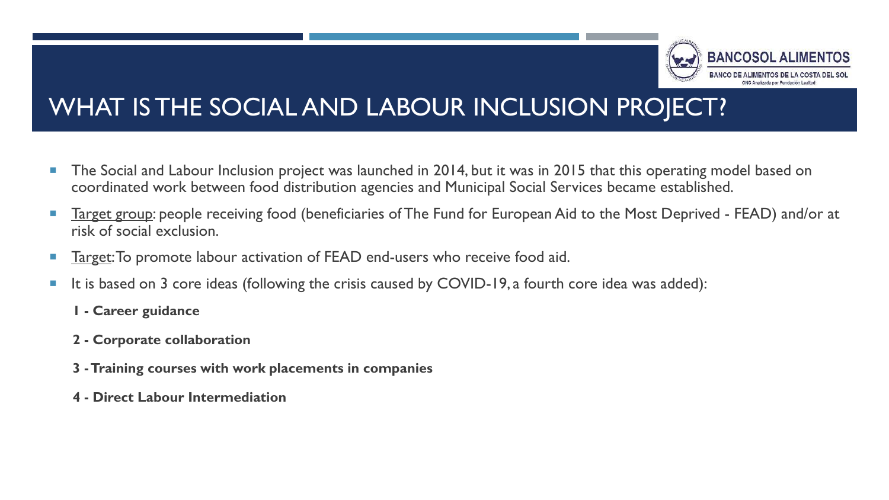# WHAT IS THE SOCIAL AND LABOUR INCLUSION PROJECT?

- The Social and Labour Inclusion project was launched in 2014, but it was in 2015 that this operating model based on coordinated work between food distribution agencies and Municipal Social Services became established.
- Target group: people receiving food (beneficiaries of The Fund for European Aid to the Most Deprived - FEAD) and/or at risk of social exclusion.
- Target: To promote labour activation of FEAD end-users who receive food aid.
- It is based on 3 core ideas (following the crisis caused by COVID-19, a fourth core idea was added):

  **1 - Career guidance**

  **2 - Corporate collaboration**

  **3 - Training courses with work placements in companies**

  **4 - Direct Labour Intermediation**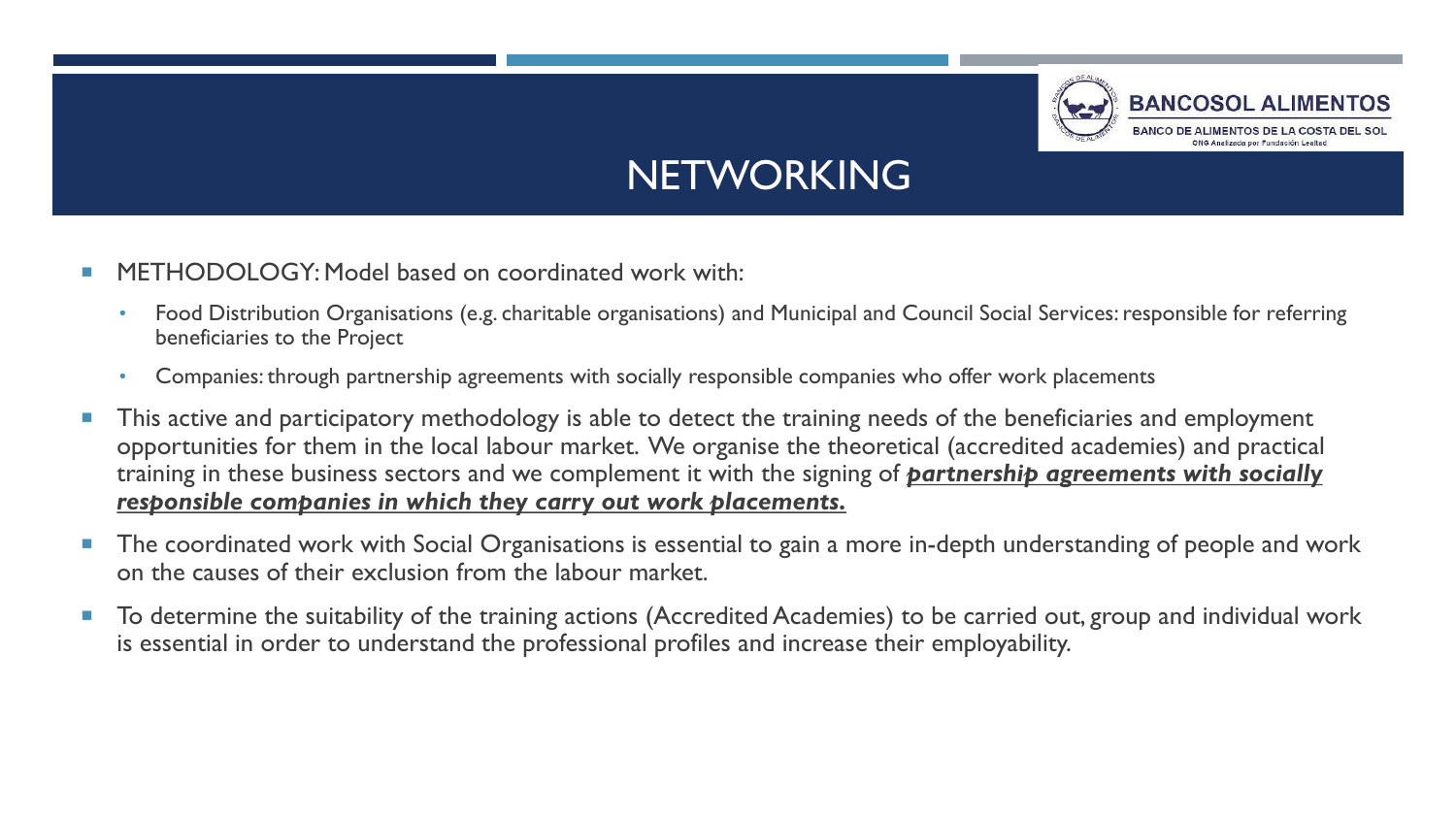# NETWORKING

- METHODOLOGY: Model based on coordinated work with:
  - Food Distribution Organisations (e.g. charitable organisations) and Municipal and Council Social Services: responsible for referring beneficiaries to the Project
  - Companies: through partnership agreements with socially responsible companies who offer work placements
- This active and participatory methodology is able to detect the training needs of the beneficiaries and employment opportunities for them in the local labour market. We organise the theoretical (accredited academies) and practical training in these business sectors and we complement it with the signing of ***partnership agreements with socially responsible companies in which they carry out work placements.***
- The coordinated work with Social Organisations is essential to gain a more in-depth understanding of people and work on the causes of their exclusion from the labour market.
- To determine the suitability of the training actions (Accredited Academies) to be carried out, group and individual work is essential in order to understand the professional profiles and increase their employability.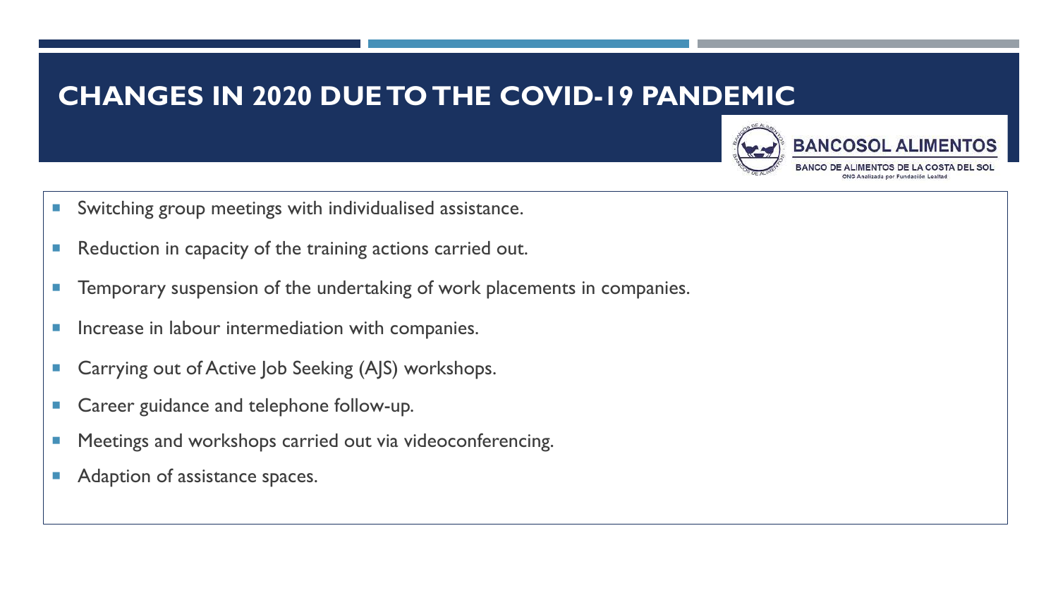# CHANGES IN 2020 DUE TO THE COVID-19 PANDEMIC

BANCOSOL ALIMENTOS

BANCO DE ALIMENTOS DE LA COSTA DEL SOL

ONG Analizada por Fundación Lealtad

- Switching group meetings with individualised assistance.
- Reduction in capacity of the training actions carried out.
- Temporary suspension of the undertaking of work placements in companies.
- Increase in labour intermediation with companies.
- Carrying out of Active Job Seeking (AJS) workshops.
- Career guidance and telephone follow-up.
- Meetings and workshops carried out via videoconferencing.
- Adaption of assistance spaces.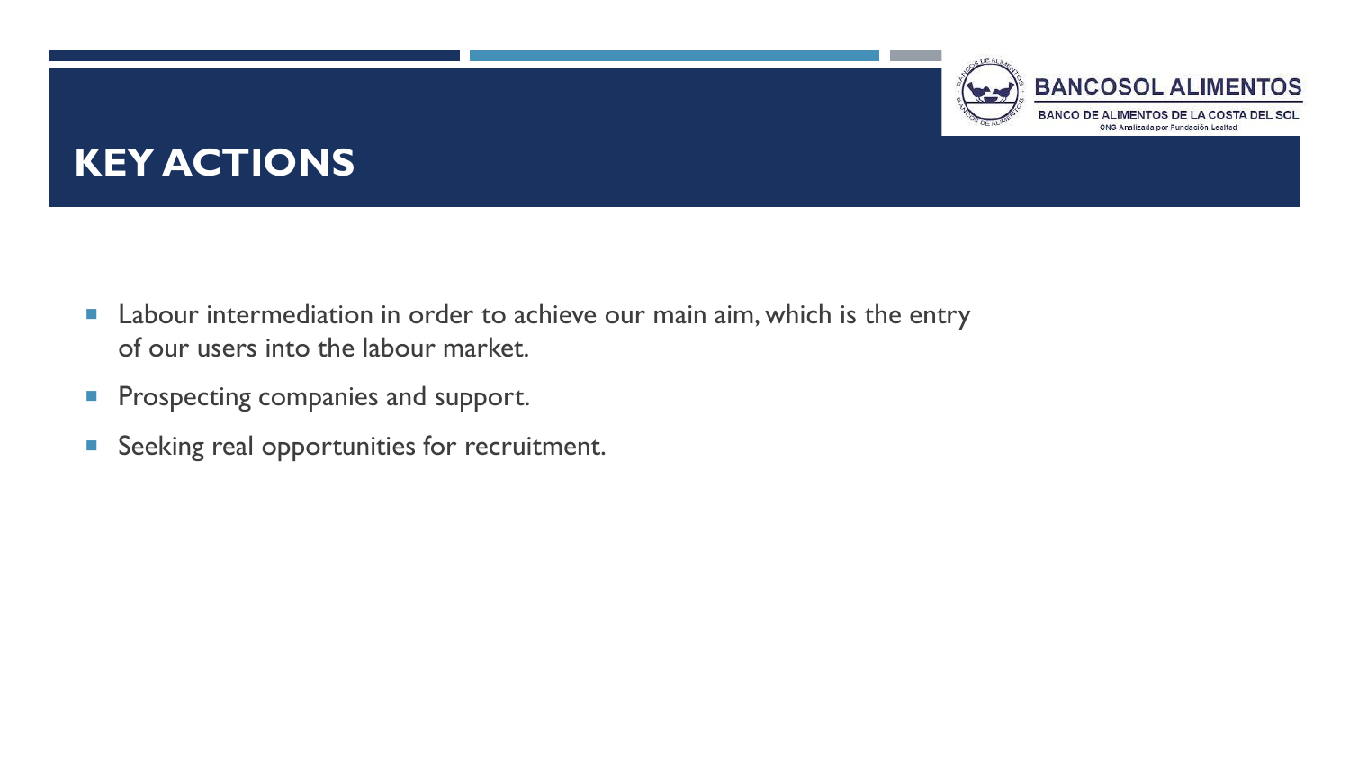# KEY ACTIONS

- Labour intermediation in order to achieve our main aim, which is the entry of our users into the labour market.
- Prospecting companies and support.
- Seeking real opportunities for recruitment.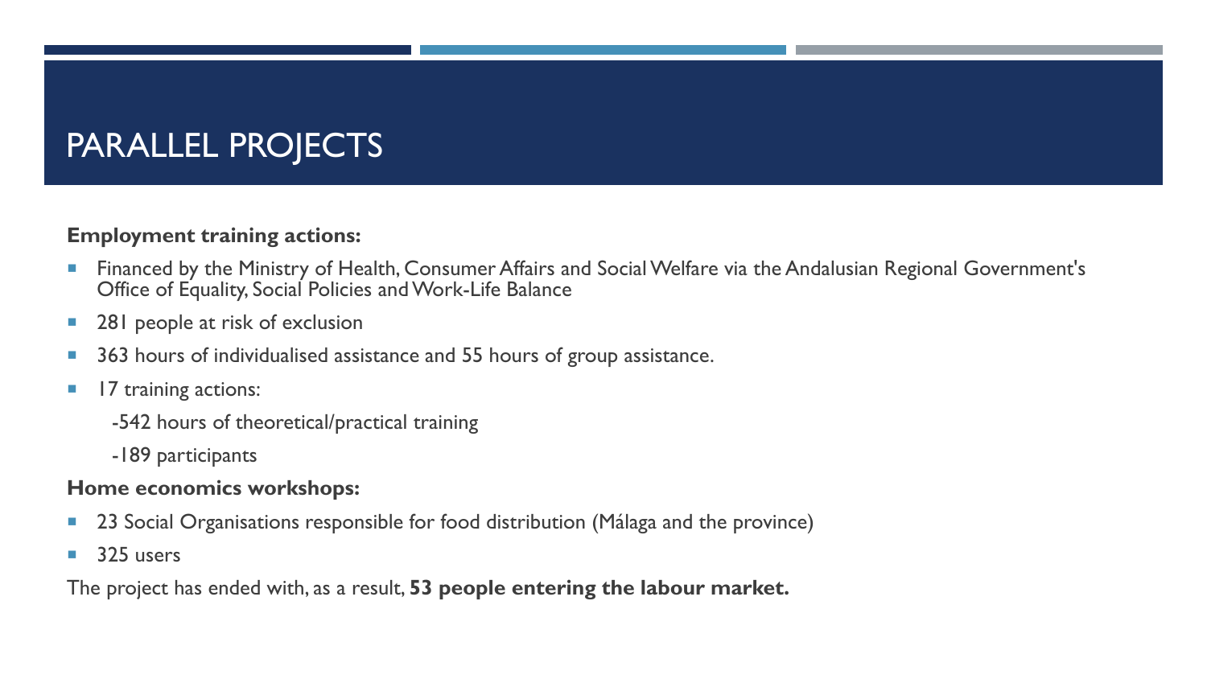# PARALLEL PROJECTS

**Employment training actions:**

- Financed by the Ministry of Health, Consumer Affairs and Social Welfare via the Andalusian Regional Government's Office of Equality, Social Policies and Work-Life Balance
- 281 people at risk of exclusion
- 363 hours of individualised assistance and 55 hours of group assistance.
- 17 training actions:

  -542 hours of theoretical/practical training

  -189 participants

**Home economics workshops:**

- 23 Social Organisations responsible for food distribution (Málaga and the province)
- 325 users

The project has ended with, as a result, **53 people entering the labour market.**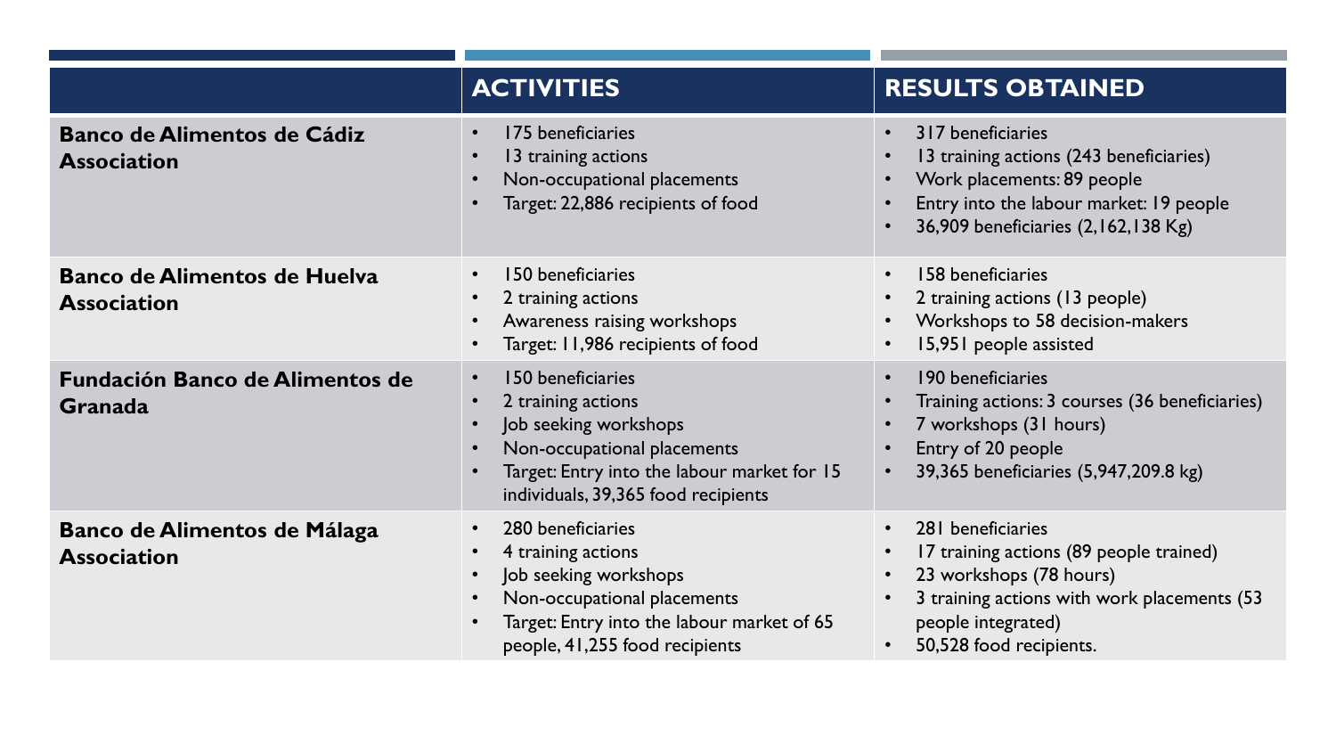| | ACTIVITIES | RESULTS OBTAINED |
|---|---|---|
| **Banco de Alimentos de Cádiz Association** | • 175 beneficiaries<br>• 13 training actions<br>• Non-occupational placements<br>• Target: 22,886 recipients of food | • 317 beneficiaries<br>• 13 training actions (243 beneficiaries)<br>• Work placements: 89 people<br>• Entry into the labour market: 19 people<br>• 36,909 beneficiaries (2,162,138 Kg) |
| **Banco de Alimentos de Huelva Association** | • 150 beneficiaries<br>• 2 training actions<br>• Awareness raising workshops<br>• Target: 11,986 recipients of food | • 158 beneficiaries<br>• 2 training actions (13 people)<br>• Workshops to 58 decision-makers<br>• 15,951 people assisted |
| **Fundación Banco de Alimentos de Granada** | • 150 beneficiaries<br>• 2 training actions<br>• Job seeking workshops<br>• Non-occupational placements<br>• Target: Entry into the labour market for 15 individuals, 39,365 food recipients | • 190 beneficiaries<br>• Training actions: 3 courses (36 beneficiaries)<br>• 7 workshops (31 hours)<br>• Entry of 20 people<br>• 39,365 beneficiaries (5,947,209.8 kg) |
| **Banco de Alimentos de Málaga Association** | • 280 beneficiaries<br>• 4 training actions<br>• Job seeking workshops<br>• Non-occupational placements<br>• Target: Entry into the labour market of 65 people, 41,255 food recipients | • 281 beneficiaries<br>• 17 training actions (89 people trained)<br>• 23 workshops (78 hours)<br>• 3 training actions with work placements (53 people integrated)<br>• 50,528 food recipients. |